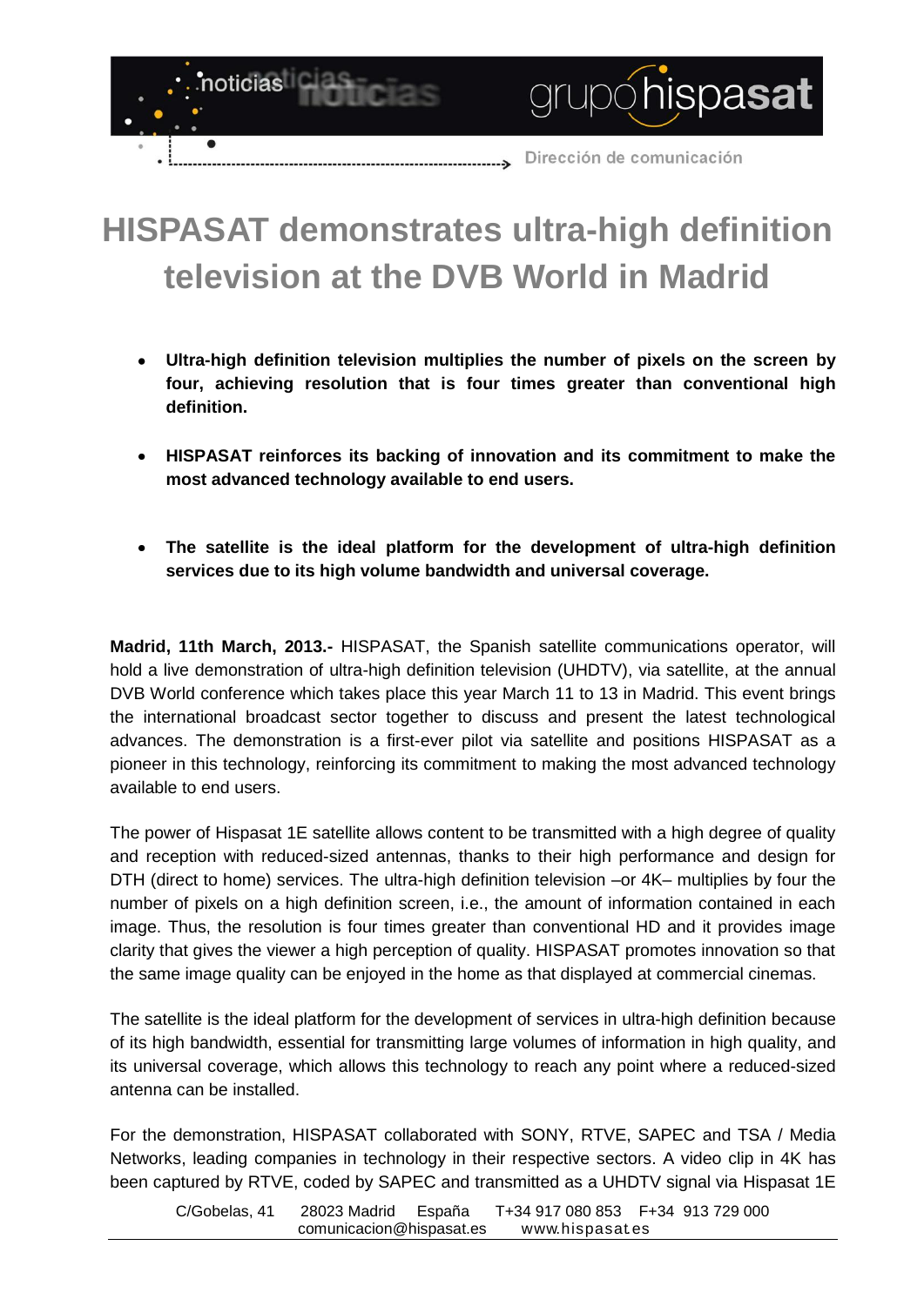# HISPASAT demonstrates ultra-high definition television at the DVB World in Madrid

- **Ultra-high definition television multiplies the number of pixels on the screen by four, achieving resolution that is four times greater than conventional high definition.**
- **HISPASAT reinforces its backing of innovation and its commitment to make the most advanced technology available to end users.**
- **The satellite is the ideal platform for the development of ultra-high definition services due to its high volume bandwidth and universal coverage.**

**Madrid, 11th March, 2013.-** HISPASAT, the Spanish satellite communications operator, will hold a live demonstration of ultra-high definition television (UHDTV), via satellite, at the annual DVB World conference which takes place this year March 11 to 13 in Madrid. This event brings the international broadcast sector together to discuss and present the latest technological advances. The demonstration is a first-ever pilot via satellite and positions HISPASAT as a pioneer in this technology, reinforcing its commitment to making the most advanced technology available to end users.

The power of Hispasat 1E satellite allows content to be transmitted with a high degree of quality and reception with reduced-sized antennas, thanks to their high performance and design for DTH (direct to home) services. The ultra-high definition television –or 4K– multiplies by four the number of pixels on a high definition screen, i.e., the amount of information contained in each image. Thus, the resolution is four times greater than conventional HD and it provides image clarity that gives the viewer a high perception of quality. HISPASAT promotes innovation so that the same image quality can be enjoyed in the home as that displayed at commercial cinemas.

The satellite is the ideal platform for the development of services in ultra-high definition because of its high bandwidth, essential for transmitting large volumes of information in high quality, and its universal coverage, which allows this technology to reach any point where a reduced-sized antenna can be installed.

For the demonstration, HISPASAT collaborated with SONY, RTVE, SAPEC and TSA / Media Networks, leading companies in technology in their respective sectors. A video clip in 4K has been captured by RTVE, coded by SAPEC and transmitted as a UHDTV signal via Hispasat 1E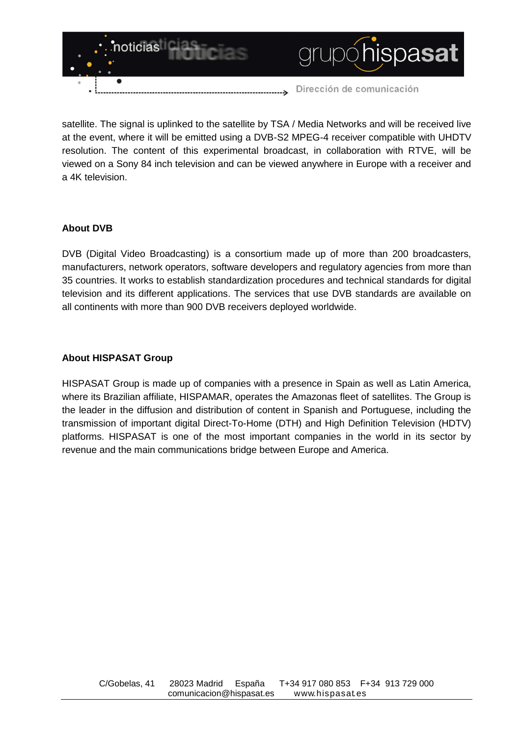satellite. The signal is uplinked to the satellite by TSA / Media Networks and will be received live at the event, where it will be emitted using a DVB-S2 MPEG-4 receiver compatible with UHDTV resolution. The content of this experimental broadcast, in collaboration with RTVE, will be viewed on a Sony 84 inch television and can be viewed anywhere in Europe with a receiver and a 4K television.

**About DVB**

DVB (Digital Video Broadcasting) is a consortium made up of more than 200 broadcasters, manufacturers, network operators, software developers and regulatory agencies from more than 35 countries. It works to establish standardization procedures and technical standards for digital television and its different applications. The services that use DVB standards are available on all continents with more than 900 DVB receivers deployed worldwide.

**About HISPASAT Group**

HISPASAT Group is made up of companies with a presence in Spain as well as Latin America, where its Brazilian affiliate, HISPAMAR, operates the Amazonas fleet of satellites. The Group is the leader in the diffusion and distribution of content in Spanish and Portuguese, including the transmission of important digital Direct-To-Home (DTH) and High Definition Television (HDTV) platforms. HISPASAT is one of the most important companies in the world in its sector by revenue and the main communications bridge between Europe and America.